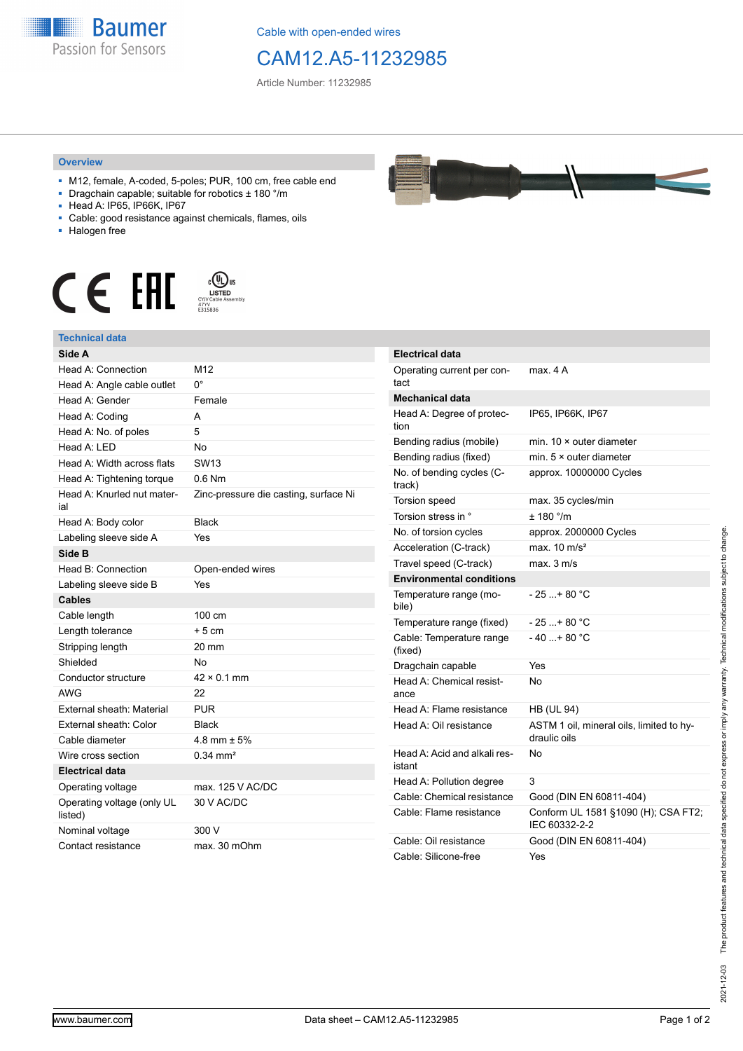Cable with open-ended wires

# CAM12.A5-11232985

Article Number: 11232985

## Overview

- M12, female, A-coded, 5-poles; PUR, 100 cm, free cable end
- Dragchain capable; suitable for robotics ± 180 °/m
- Head A: IP65, IP66K, IP67
- Cable: good resistance against chemicals, flames, oils
- Halogen free

LISTED
CYJV Cable Assembly
47YV
E315836

## Technical data

| **Side A** | |
|---|---|
| Head A: Connection | M12 |
| Head A: Angle cable outlet | 0° |
| Head A: Gender | Female |
| Head A: Coding | A |
| Head A: No. of poles | 5 |
| Head A: LED | No |
| Head A: Width across flats | SW13 |
| Head A: Tightening torque | 0.6 Nm |
| Head A: Knurled nut material | Zinc-pressure die casting, surface Ni |
| Head A: Body color | Black |
| Labeling sleeve side A | Yes |
| **Side B** | |
| Head B: Connection | Open-ended wires |
| Labeling sleeve side B | Yes |
| **Cables** | |
| Cable length | 100 cm |
| Length tolerance | + 5 cm |
| Stripping length | 20 mm |
| Shielded | No |
| Conductor structure | 42 × 0.1 mm |
| AWG | 22 |
| External sheath: Material | PUR |
| External sheath: Color | Black |
| Cable diameter | 4.8 mm ± 5% |
| Wire cross section | 0.34 mm² |
| **Electrical data** | |
| Operating voltage | max. 125 V AC/DC |
| Operating voltage (only UL listed) | 30 V AC/DC |
| Nominal voltage | 300 V |
| Contact resistance | max. 30 mOhm |

| **Electrical data** | |
|---|---|
| Operating current per contact | max. 4 A |
| **Mechanical data** | |
| Head A: Degree of protection | IP65, IP66K, IP67 |
| Bending radius (mobile) | min. 10 × outer diameter |
| Bending radius (fixed) | min. 5 × outer diameter |
| No. of bending cycles (C-track) | approx. 10000000 Cycles |
| Torsion speed | max. 35 cycles/min |
| Torsion stress in ° | ± 180 °/m |
| No. of torsion cycles | approx. 2000000 Cycles |
| Acceleration (C-track) | max. 10 m/s² |
| Travel speed (C-track) | max. 3 m/s |
| **Environmental conditions** | |
| Temperature range (mobile) | - 25 ...+ 80 °C |
| Temperature range (fixed) | - 25 ...+ 80 °C |
| Cable: Temperature range (fixed) | - 40 ...+ 80 °C |
| Dragchain capable | Yes |
| Head A: Chemical resistance | No |
| Head A: Flame resistance | HB (UL 94) |
| Head A: Oil resistance | ASTM 1 oil, mineral oils, limited to hydraulic oils |
| Head A: Acid and alkali resistant | No |
| Head A: Pollution degree | 3 |
| Cable: Chemical resistance | Good (DIN EN 60811-404) |
| Cable: Flame resistance | Conform UL 1581 §1090 (H); CSA FT2; IEC 60332-2-2 |
| Cable: Oil resistance | Good (DIN EN 60811-404) |
| Cable: Silicone-free | Yes |

2021-12-03 The product features and technical data specified do not express or imply any warranty. Technical modifications subject to change.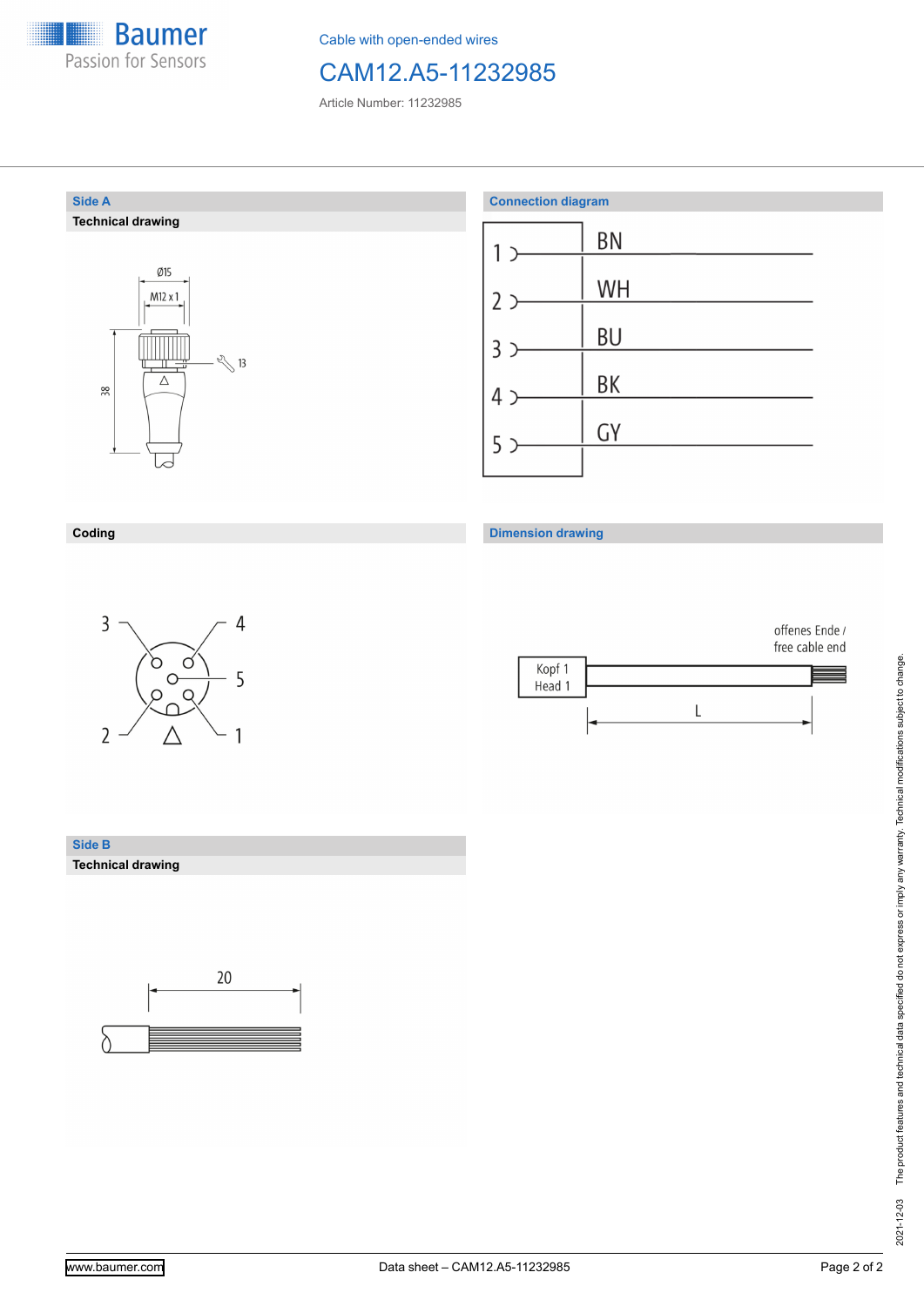Cable with open-ended wires

# CAM12.A5-11232985

Article Number: 11232985

## Side A

### Technical drawing

Ø15

M12 x 1

13

38

## Connection diagram

1 BN

2 WH

3 BU

4 BK

5 GY

### Coding

3 4

5

2 1

## Dimension drawing

offenes Ende / free cable end

Kopf 1 Head 1

L

## Side B

### Technical drawing

20

The product features and technical data specified do not express or imply any warranty. Technical modifications subject to change.

2021-12-03

www.baumer.com

Data sheet – CAM12.A5-11232985